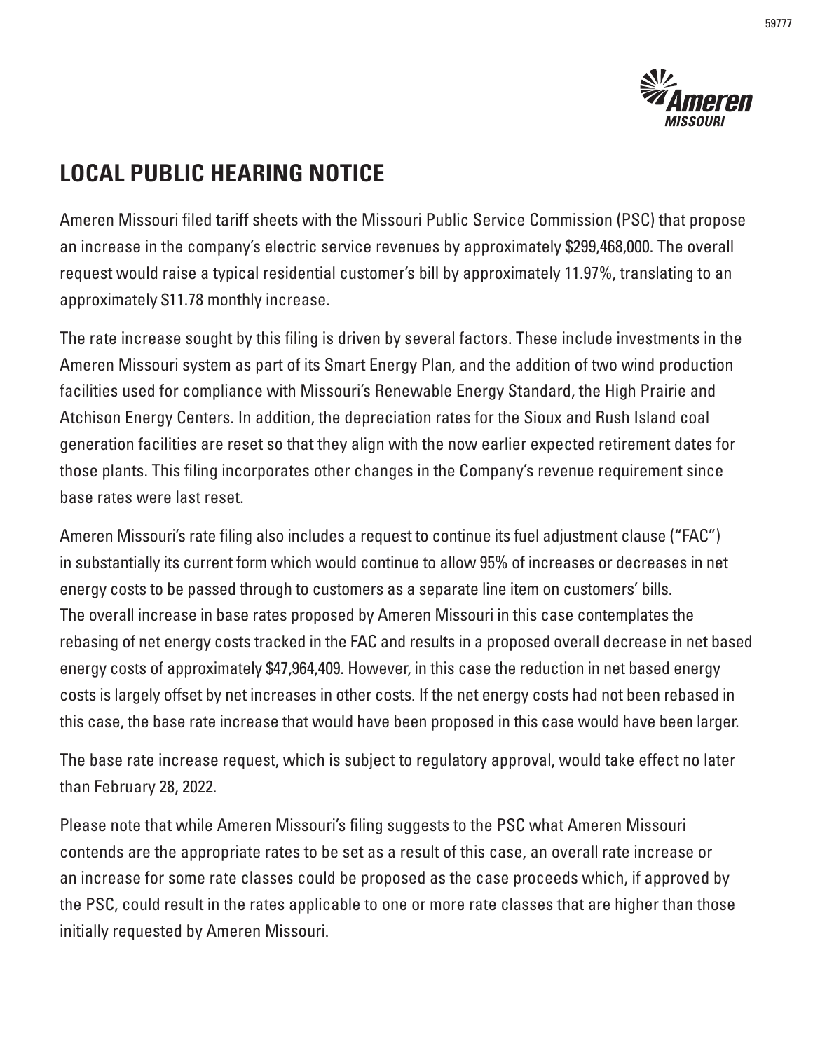# LOCAL PUBLIC HEARING NOTICE

Ameren Missouri filed tariff sheets with the Missouri Public Service Commission (PSC) that propose an increase in the company's electric service revenues by approximately $299,468,000. The overall request would raise a typical residential customer's bill by approximately 11.97%, translating to an approximately $11.78 monthly increase.

The rate increase sought by this filing is driven by several factors. These include investments in the Ameren Missouri system as part of its Smart Energy Plan, and the addition of two wind production facilities used for compliance with Missouri's Renewable Energy Standard, the High Prairie and Atchison Energy Centers. In addition, the depreciation rates for the Sioux and Rush Island coal generation facilities are reset so that they align with the now earlier expected retirement dates for those plants. This filing incorporates other changes in the Company's revenue requirement since base rates were last reset.

Ameren Missouri's rate filing also includes a request to continue its fuel adjustment clause ("FAC") in substantially its current form which would continue to allow 95% of increases or decreases in net energy costs to be passed through to customers as a separate line item on customers' bills. The overall increase in base rates proposed by Ameren Missouri in this case contemplates the rebasing of net energy costs tracked in the FAC and results in a proposed overall decrease in net based energy costs of approximately $47,964,409. However, in this case the reduction in net based energy costs is largely offset by net increases in other costs. If the net energy costs had not been rebased in this case, the base rate increase that would have been proposed in this case would have been larger.

The base rate increase request, which is subject to regulatory approval, would take effect no later than February 28, 2022.

Please note that while Ameren Missouri's filing suggests to the PSC what Ameren Missouri contends are the appropriate rates to be set as a result of this case, an overall rate increase or an increase for some rate classes could be proposed as the case proceeds which, if approved by the PSC, could result in the rates applicable to one or more rate classes that are higher than those initially requested by Ameren Missouri.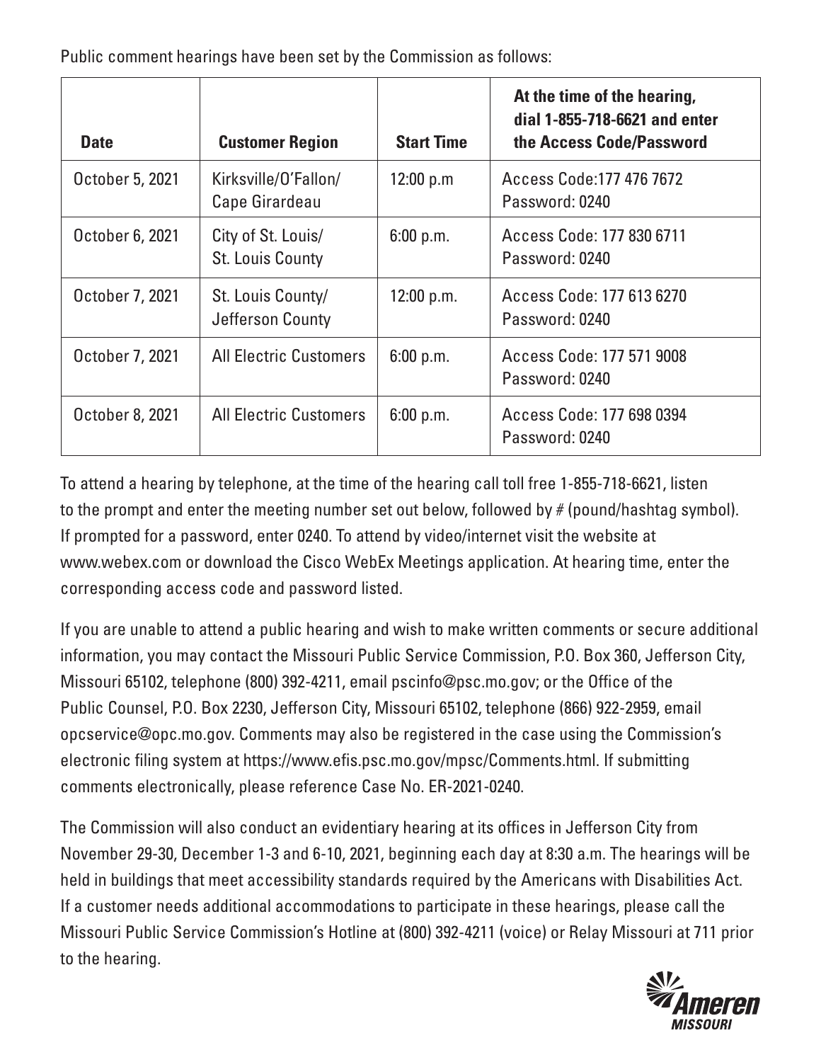Public comment hearings have been set by the Commission as follows:

| Date | Customer Region | Start Time | At the time of the hearing, dial 1-855-718-6621 and enter the Access Code/Password |
|---|---|---|---|
| October 5, 2021 | Kirksville/O'Fallon/ Cape Girardeau | 12:00 p.m | Access Code:177 476 7672 Password: 0240 |
| October 6, 2021 | City of St. Louis/ St. Louis County | 6:00 p.m. | Access Code: 177 830 6711 Password: 0240 |
| October 7, 2021 | St. Louis County/ Jefferson County | 12:00 p.m. | Access Code: 177 613 6270 Password: 0240 |
| October 7, 2021 | All Electric Customers | 6:00 p.m. | Access Code: 177 571 9008 Password: 0240 |
| October 8, 2021 | All Electric Customers | 6:00 p.m. | Access Code: 177 698 0394 Password: 0240 |

To attend a hearing by telephone, at the time of the hearing call toll free 1-855-718-6621, listen to the prompt and enter the meeting number set out below, followed by # (pound/hashtag symbol). If prompted for a password, enter 0240. To attend by video/internet visit the website at www.webex.com or download the Cisco WebEx Meetings application. At hearing time, enter the corresponding access code and password listed.

If you are unable to attend a public hearing and wish to make written comments or secure additional information, you may contact the Missouri Public Service Commission, P.O. Box 360, Jefferson City, Missouri 65102, telephone (800) 392-4211, email pscinfo@psc.mo.gov; or the Office of the Public Counsel, P.O. Box 2230, Jefferson City, Missouri 65102, telephone (866) 922-2959, email opcservice@opc.mo.gov. Comments may also be registered in the case using the Commission's electronic filing system at https://www.efis.psc.mo.gov/mpsc/Comments.html. If submitting comments electronically, please reference Case No. ER-2021-0240.

The Commission will also conduct an evidentiary hearing at its offices in Jefferson City from November 29-30, December 1-3 and 6-10, 2021, beginning each day at 8:30 a.m. The hearings will be held in buildings that meet accessibility standards required by the Americans with Disabilities Act. If a customer needs additional accommodations to participate in these hearings, please call the Missouri Public Service Commission's Hotline at (800) 392-4211 (voice) or Relay Missouri at 711 prior to the hearing.

Ameren MISSOURI